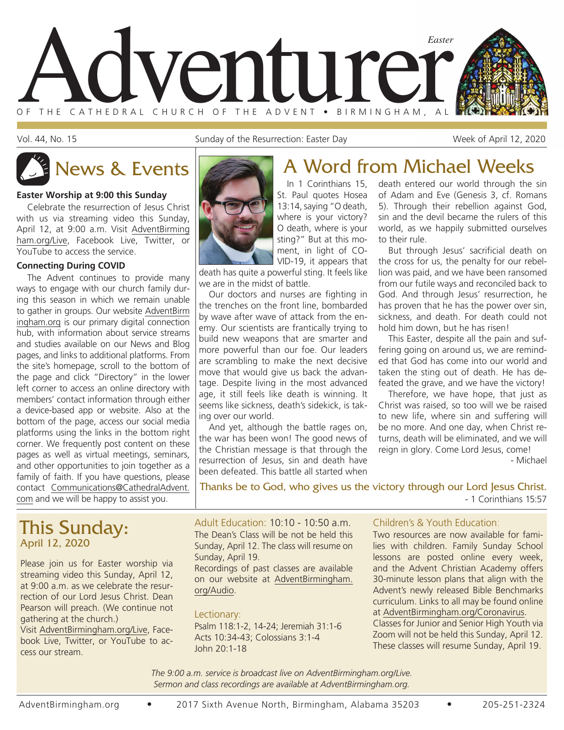# Adventurer

*Easter*

OF THE CATHEDRAL CHURCH OF THE ADVENT • BIRMINGHAM, AL

Vol. 44, No. 15 | Sunday of the Resurrection: Easter Day | Week of April 12, 2020

## News & Events

### Easter Worship at 9:00 this Sunday

Celebrate the resurrection of Jesus Christ with us via streaming video this Sunday, April 12, at 9:00 a.m. Visit AdventBirmingham.org/Live, Facebook Live, Twitter, or YouTube to access the service.

### Connecting During COVID

The Advent continues to provide many ways to engage with our church family during this season in which we remain unable to gather in groups. Our website AdventBirmingham.org is our primary digital connection hub, with information about service streams and studies available on our News and Blog pages, and links to additional platforms. From the site's homepage, scroll to the bottom of the page and click "Directory" in the lower left corner to access an online directory with members' contact information through either a device-based app or website. Also at the bottom of the page, access our social media platforms using the links in the bottom right corner. We frequently post content on these pages as well as virtual meetings, seminars, and other opportunities to join together as a family of faith. If you have questions, please contact Communications@CathedralAdvent.com and we will be happy to assist you.

## A Word from Michael Weeks

In 1 Corinthians 15, St. Paul quotes Hosea 13:14, saying "O death, where is your victory? O death, where is your sting?" But at this moment, in light of COVID-19, it appears that death has quite a powerful sting. It feels like we are in the midst of battle.

Our doctors and nurses are fighting in the trenches on the front line, bombarded by wave after wave of attack from the enemy. Our scientists are frantically trying to build new weapons that are smarter and more powerful than our foe. Our leaders are scrambling to make the next decisive move that would give us back the advantage. Despite living in the most advanced age, it still feels like death is winning. It seems like sickness, death's sidekick, is taking over our world.

And yet, although the battle rages on, the war has been won! The good news of the Christian message is that through the resurrection of Jesus, sin and death have been defeated. This battle all started when death entered our world through the sin of Adam and Eve (Genesis 3, cf. Romans 5). Through their rebellion against God, sin and the devil became the rulers of this world, as we happily submitted ourselves to their rule.

But through Jesus' sacrificial death on the cross for us, the penalty for our rebellion was paid, and we have been ransomed from our futile ways and reconciled back to God. And through Jesus' resurrection, he has proven that he has the power over sin, sickness, and death. For death could not hold him down, but he has risen!

This Easter, despite all the pain and suffering going on around us, we are reminded that God has come into our world and taken the sting out of death. He has defeated the grave, and we have the victory!

Therefore, we have hope, that just as Christ was raised, so too will we be raised to new life, where sin and suffering will be no more. And one day, when Christ returns, death will be eliminated, and we will reign in glory. Come Lord Jesus, come!

\- Michael

**Thanks be to God, who gives us the victory through our Lord Jesus Christ.**
\- 1 Corinthians 15:57

## This Sunday:
### April 12, 2020

Please join us for Easter worship via streaming video this Sunday, April 12, at 9:00 a.m. as we celebrate the resurrection of our Lord Jesus Christ. Dean Pearson will preach. (We continue not gathering at the church.)

Visit AdventBirmingham.org/Live, Facebook Live, Twitter, or YouTube to access our stream.

### Adult Education: 10:10 - 10:50 a.m.

The Dean's Class will be not be held this Sunday, April 12. The class will resume on Sunday, April 19.

Recordings of past classes are available on our website at AdventBirmingham.org/Audio.

### Lectionary:

Psalm 118:1-2, 14-24; Jeremiah 31:1-6
Acts 10:34-43; Colossians 3:1-4
John 20:1-18

### Children's & Youth Education:

Two resources are now available for families with children. Family Sunday School lessons are posted online every week, and the Advent Christian Academy offers 30-minute lesson plans that align with the Advent's newly released Bible Benchmarks curriculum. Links to all may be found online at AdventBirmingham.org/Coronavirus.

Classes for Junior and Senior High Youth via Zoom will not be held this Sunday, April 12. These classes will resume Sunday, April 19.

*The 9:00 a.m. service is broadcast live on AdventBirmingham.org/Live.*
*Sermon and class recordings are available at AdventBirmingham.org.*

AdventBirmingham.org • 2017 Sixth Avenue North, Birmingham, Alabama 35203 • 205-251-2324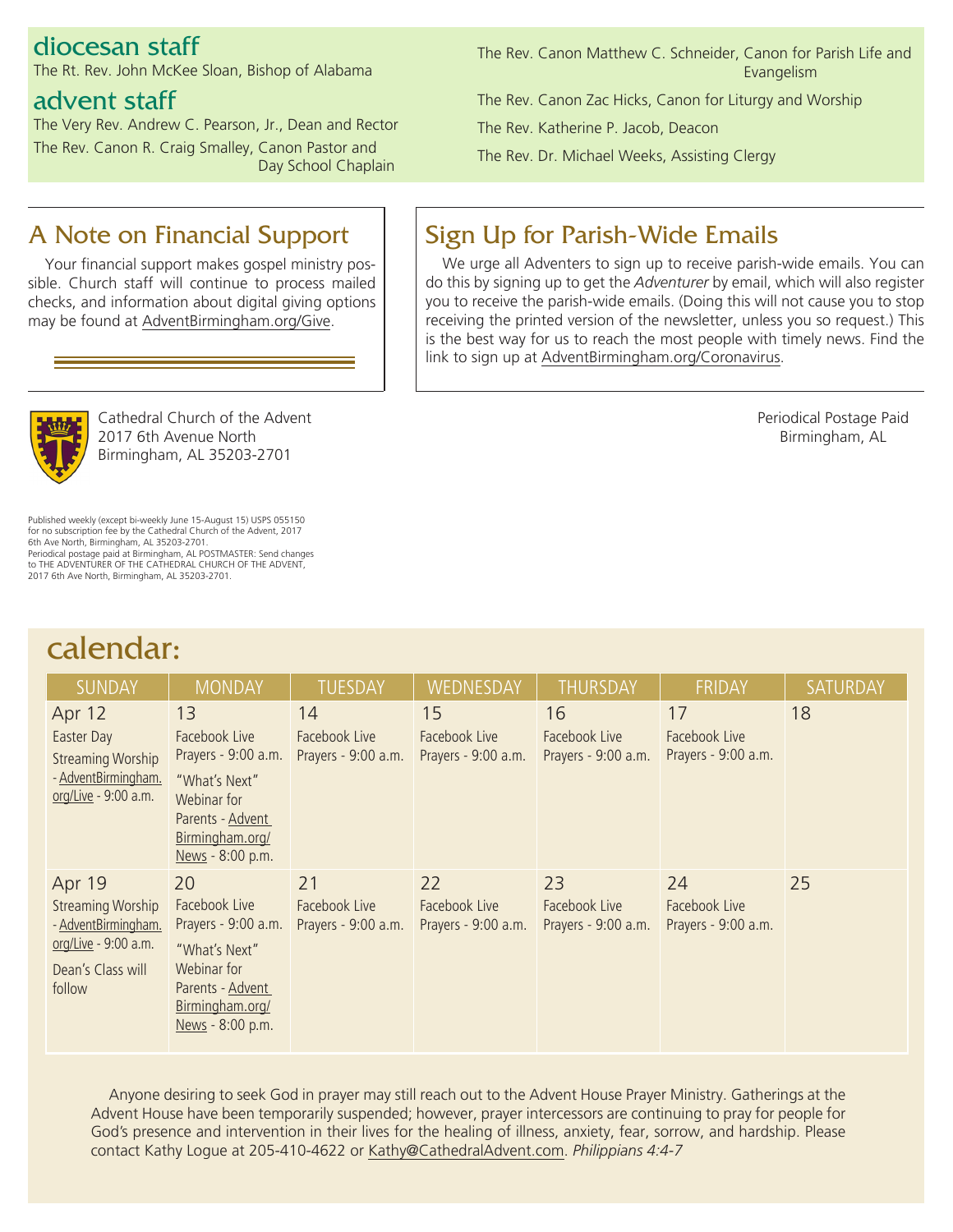## diocesan staff

The Rt. Rev. John McKee Sloan, Bishop of Alabama

## advent staff

The Very Rev. Andrew C. Pearson, Jr., Dean and Rector

The Rev. Canon R. Craig Smalley, Canon Pastor and Day School Chaplain

The Rev. Canon Matthew C. Schneider, Canon for Parish Life and Evangelism

The Rev. Canon Zac Hicks, Canon for Liturgy and Worship

The Rev. Katherine P. Jacob, Deacon

The Rev. Dr. Michael Weeks, Assisting Clergy

## A Note on Financial Support

Your financial support makes gospel ministry possible. Church staff will continue to process mailed checks, and information about digital giving options may be found at AdventBirmingham.org/Give.

## Sign Up for Parish-Wide Emails

We urge all Adventers to sign up to receive parish-wide emails. You can do this by signing up to get the *Adventurer* by email, which will also register you to receive the parish-wide emails. (Doing this will not cause you to stop receiving the printed version of the newsletter, unless you so request.) This is the best way for us to reach the most people with timely news. Find the link to sign up at AdventBirmingham.org/Coronavirus.

Cathedral Church of the Advent
2017 6th Avenue North
Birmingham, AL 35203-2701

Periodical Postage Paid
Birmingham, AL

Published weekly (except bi-weekly June 15-August 15) USPS 055150 for no subscription fee by the Cathedral Church of the Advent, 2017 6th Ave North, Birmingham, AL 35203-2701.
Periodical postage paid at Birmingham, AL POSTMASTER: Send changes to THE ADVENTURER OF THE CATHEDRAL CHURCH OF THE ADVENT, 2017 6th Ave North, Birmingham, AL 35203-2701.

## calendar:

| SUNDAY | MONDAY | TUESDAY | WEDNESDAY | THURSDAY | FRIDAY | SATURDAY |
|---|---|---|---|---|---|---|
| Apr 12<br>Easter Day<br>Streaming Worship - AdventBirmingham.org/Live - 9:00 a.m. | 13<br>Facebook Live Prayers - 9:00 a.m.<br>"What's Next" Webinar for Parents - AdventBirmingham.org/News - 8:00 p.m. | 14<br>Facebook Live Prayers - 9:00 a.m. | 15<br>Facebook Live Prayers - 9:00 a.m. | 16<br>Facebook Live Prayers - 9:00 a.m. | 17<br>Facebook Live Prayers - 9:00 a.m. | 18 |
| Apr 19<br>Streaming Worship - AdventBirmingham.org/Live - 9:00 a.m.<br>Dean's Class will follow | 20<br>Facebook Live Prayers - 9:00 a.m.<br>"What's Next" Webinar for Parents - AdventBirmingham.org/News - 8:00 p.m. | 21<br>Facebook Live Prayers - 9:00 a.m. | 22<br>Facebook Live Prayers - 9:00 a.m. | 23<br>Facebook Live Prayers - 9:00 a.m. | 24<br>Facebook Live Prayers - 9:00 a.m. | 25 |

Anyone desiring to seek God in prayer may still reach out to the Advent House Prayer Ministry. Gatherings at the Advent House have been temporarily suspended; however, prayer intercessors are continuing to pray for people for God's presence and intervention in their lives for the healing of illness, anxiety, fear, sorrow, and hardship. Please contact Kathy Logue at 205-410-4622 or Kathy@CathedralAdvent.com. *Philippians 4:4-7*